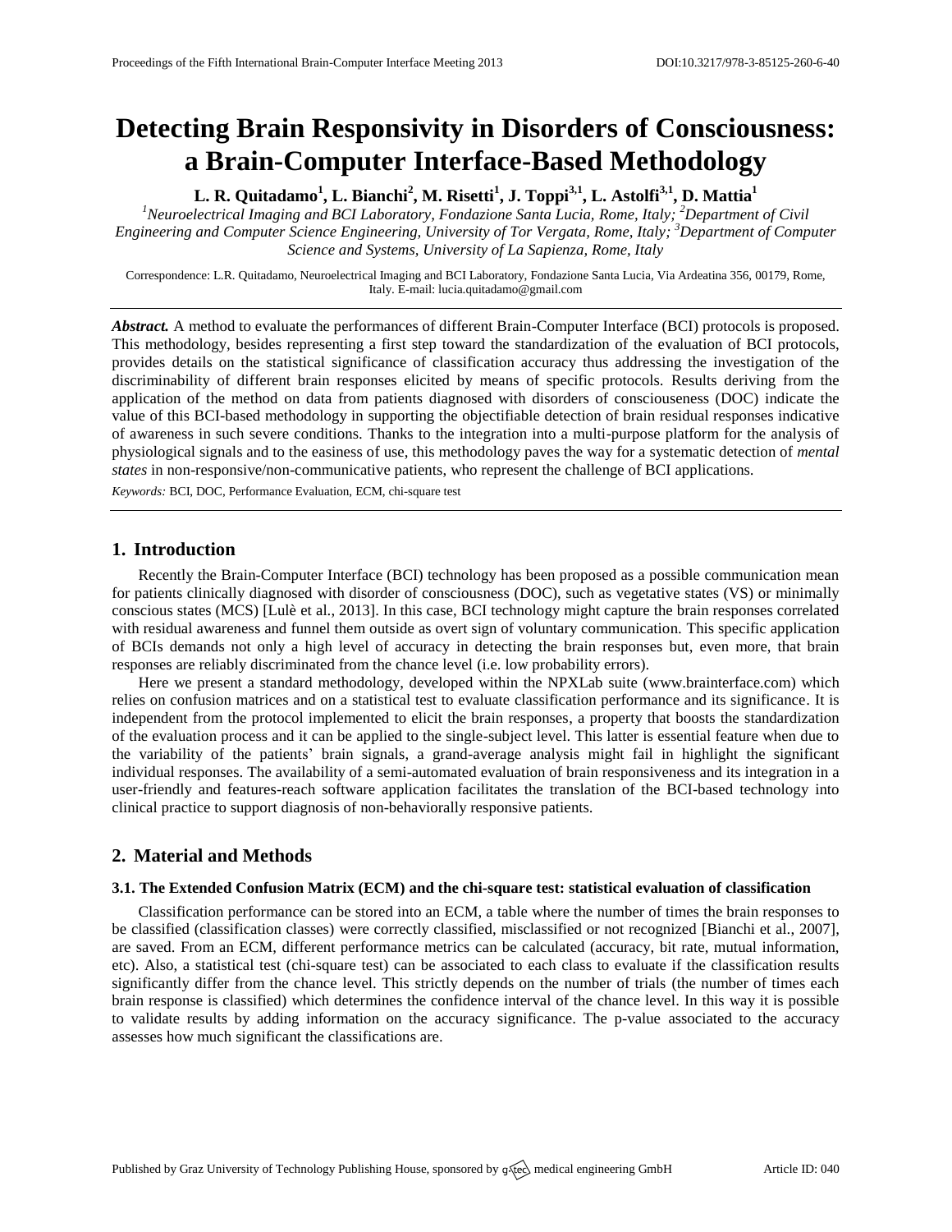# Detecting Brain Responsivity in Disorders of Consciousness: a Brain-Computer Interface-Based Methodology

**L. R. Quitadamo[1], L. Bianchi[2], M. Risetti[1], J. Toppi[3,1], L. Astolfi[3,1], D. Mattia[1]**

*[1]Neuroelectrical Imaging and BCI Laboratory, Fondazione Santa Lucia, Rome, Italy; [2]Department of Civil Engineering and Computer Science Engineering, University of Tor Vergata, Rome, Italy; [3]Department of Computer Science and Systems, University of La Sapienza, Rome, Italy*

Correspondence: L.R. Quitadamo, Neuroelectrical Imaging and BCI Laboratory, Fondazione Santa Lucia, Via Ardeatina 356, 00179, Rome, Italy. E-mail: lucia.quitadamo@gmail.com

***Abstract.*** A method to evaluate the performances of different Brain-Computer Interface (BCI) protocols is proposed. This methodology, besides representing a first step toward the standardization of the evaluation of BCI protocols, provides details on the statistical significance of classification accuracy thus addressing the investigation of the discriminability of different brain responses elicited by means of specific protocols. Results deriving from the application of the method on data from patients diagnosed with disorders of consciousness (DOC) indicate the value of this BCI-based methodology in supporting the objectifiable detection of brain residual responses indicative of awareness in such severe conditions. Thanks to the integration into a multi-purpose platform for the analysis of physiological signals and to the easiness of use, this methodology paves the way for a systematic detection of *mental states* in non-responsive/non-communicative patients, who represent the challenge of BCI applications.

*Keywords:* BCI, DOC, Performance Evaluation, ECM, chi-square test

## 1. Introduction

Recently the Brain-Computer Interface (BCI) technology has been proposed as a possible communication mean for patients clinically diagnosed with disorder of consciousness (DOC), such as vegetative states (VS) or minimally conscious states (MCS) [Lulè et al., 2013]. In this case, BCI technology might capture the brain responses correlated with residual awareness and funnel them outside as overt sign of voluntary communication. This specific application of BCIs demands not only a high level of accuracy in detecting the brain responses but, even more, that brain responses are reliably discriminated from the chance level (i.e. low probability errors).

Here we present a standard methodology, developed within the NPXLab suite (www.brainterface.com) which relies on confusion matrices and on a statistical test to evaluate classification performance and its significance. It is independent from the protocol implemented to elicit the brain responses, a property that boosts the standardization of the evaluation process and it can be applied to the single-subject level. This latter is essential feature when due to the variability of the patients' brain signals, a grand-average analysis might fail in highlight the significant individual responses. The availability of a semi-automated evaluation of brain responsiveness and its integration in a user-friendly and features-reach software application facilitates the translation of the BCI-based technology into clinical practice to support diagnosis of non-behaviorally responsive patients.

## 2. Material and Methods

### 3.1. The Extended Confusion Matrix (ECM) and the chi-square test: statistical evaluation of classification

Classification performance can be stored into an ECM, a table where the number of times the brain responses to be classified (classification classes) were correctly classified, misclassified or not recognized [Bianchi et al., 2007], are saved. From an ECM, different performance metrics can be calculated (accuracy, bit rate, mutual information, etc). Also, a statistical test (chi-square test) can be associated to each class to evaluate if the classification results significantly differ from the chance level. This strictly depends on the number of trials (the number of times each brain response is classified) which determines the confidence interval of the chance level. In this way it is possible to validate results by adding information on the accuracy significance. The p-value associated to the accuracy assesses how much significant the classifications are.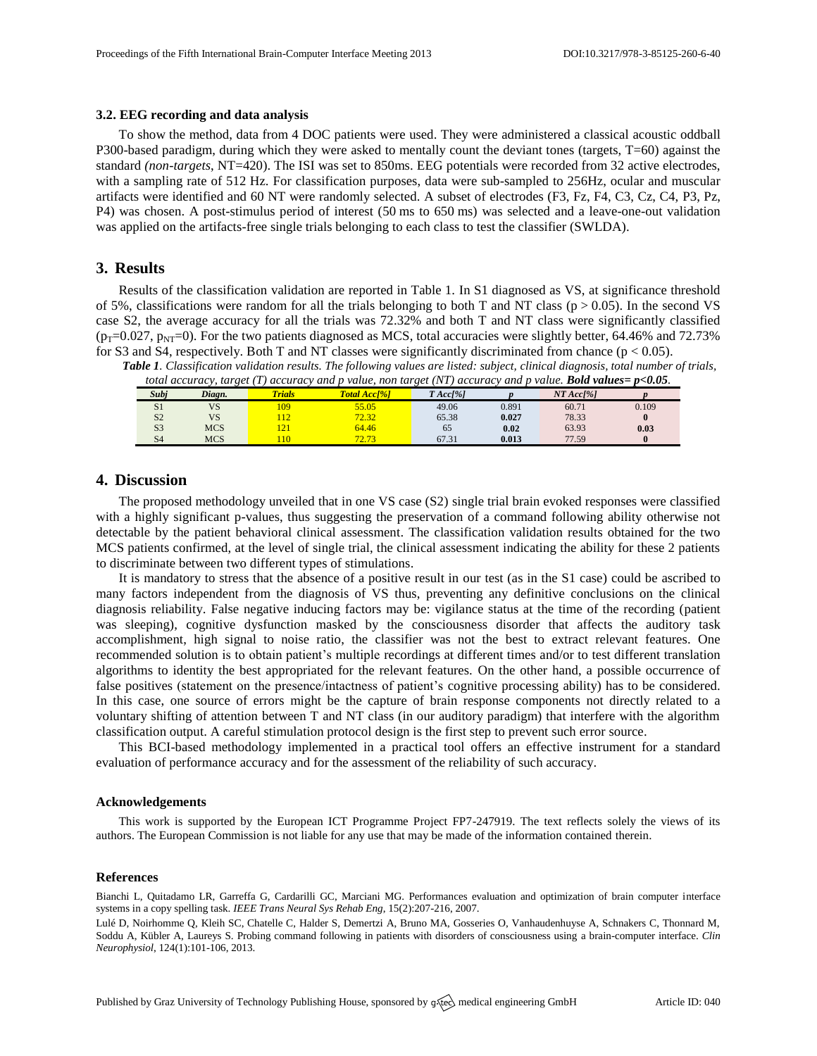### 3.2. EEG recording and data analysis

To show the method, data from 4 DOC patients were used. They were administered a classical acoustic oddball P300-based paradigm, during which they were asked to mentally count the deviant tones (targets, T=60) against the standard *(non-targets*, NT=420). The ISI was set to 850ms. EEG potentials were recorded from 32 active electrodes, with a sampling rate of 512 Hz. For classification purposes, data were sub-sampled to 256Hz, ocular and muscular artifacts were identified and 60 NT were randomly selected. A subset of electrodes (F3, Fz, F4, C3, Cz, C4, P3, Pz, P4) was chosen. A post-stimulus period of interest (50 ms to 650 ms) was selected and a leave-one-out validation was applied on the artifacts-free single trials belonging to each class to test the classifier (SWLDA).

## 3. Results

Results of the classification validation are reported in Table 1. In S1 diagnosed as VS, at significance threshold of 5%, classifications were random for all the trials belonging to both T and NT class ($p > 0.05$). In the second VS case S2, the average accuracy for all the trials was 72.32% and both T and NT class were significantly classified ($p_T$=0.027, $p_{NT}$=0). For the two patients diagnosed as MCS, total accuracies were slightly better, 64.46% and 72.73% for S3 and S4, respectively. Both T and NT classes were significantly discriminated from chance ($p < 0.05$).

***Table 1****. Classification validation results. The following values are listed: subject, clinical diagnosis, total number of trials, total accuracy, target (T) accuracy and p value, non target (NT) accuracy and p value.* ***Bold values= p<0.05****.*

| *Subj* | *Diagn.* | *Trials* | *Total Acc[%]* | *T Acc[%]* | *p* | *NT Acc[%]* | *p* |
|---|---|---|---|---|---|---|---|
| S1 | VS | 109 | 55.05 | 49.06 | 0.891 | 60.71 | 0.109 |
| S2 | VS | 112 | 72.32 | 65.38 | **0.027** | 78.33 | **0** |
| S3 | MCS | 121 | 64.46 | 65 | **0.02** | 63.93 | **0.03** |
| S4 | MCS | 110 | 72.73 | 67.31 | **0.013** | 77.59 | **0** |

## 4. Discussion

The proposed methodology unveiled that in one VS case (S2) single trial brain evoked responses were classified with a highly significant p-values, thus suggesting the preservation of a command following ability otherwise not detectable by the patient behavioral clinical assessment. The classification validation results obtained for the two MCS patients confirmed, at the level of single trial, the clinical assessment indicating the ability for these 2 patients to discriminate between two different types of stimulations.

It is mandatory to stress that the absence of a positive result in our test (as in the S1 case) could be ascribed to many factors independent from the diagnosis of VS thus, preventing any definitive conclusions on the clinical diagnosis reliability. False negative inducing factors may be: vigilance status at the time of the recording (patient was sleeping), cognitive dysfunction masked by the consciousness disorder that affects the auditory task accomplishment, high signal to noise ratio, the classifier was not the best to extract relevant features. One recommended solution is to obtain patient's multiple recordings at different times and/or to test different translation algorithms to identity the best appropriated for the relevant features. On the other hand, a possible occurrence of false positives (statement on the presence/intactness of patient's cognitive processing ability) has to be considered. In this case, one source of errors might be the capture of brain response components not directly related to a voluntary shifting of attention between T and NT class (in our auditory paradigm) that interfere with the algorithm classification output. A careful stimulation protocol design is the first step to prevent such error source.

This BCI-based methodology implemented in a practical tool offers an effective instrument for a standard evaluation of performance accuracy and for the assessment of the reliability of such accuracy.

### Acknowledgements

This work is supported by the European ICT Programme Project FP7-247919. The text reflects solely the views of its authors. The European Commission is not liable for any use that may be made of the information contained therein.

### References

Bianchi L, Quitadamo LR, Garreffa G, Cardarilli GC, Marciani MG. Performances evaluation and optimization of brain computer interface systems in a copy spelling task. *IEEE Trans Neural Sys Rehab Eng*, 15(2):207-216, 2007.

Lulé D, Noirhomme Q, Kleih SC, Chatelle C, Halder S, Demertzi A, Bruno MA, Gosseries O, Vanhaudenhuyse A, Schnakers C, Thonnard M, Soddu A, Kübler A, Laureys S. Probing command following in patients with disorders of consciousness using a brain-computer interface. *Clin Neurophysiol*, 124(1):101-106, 2013.